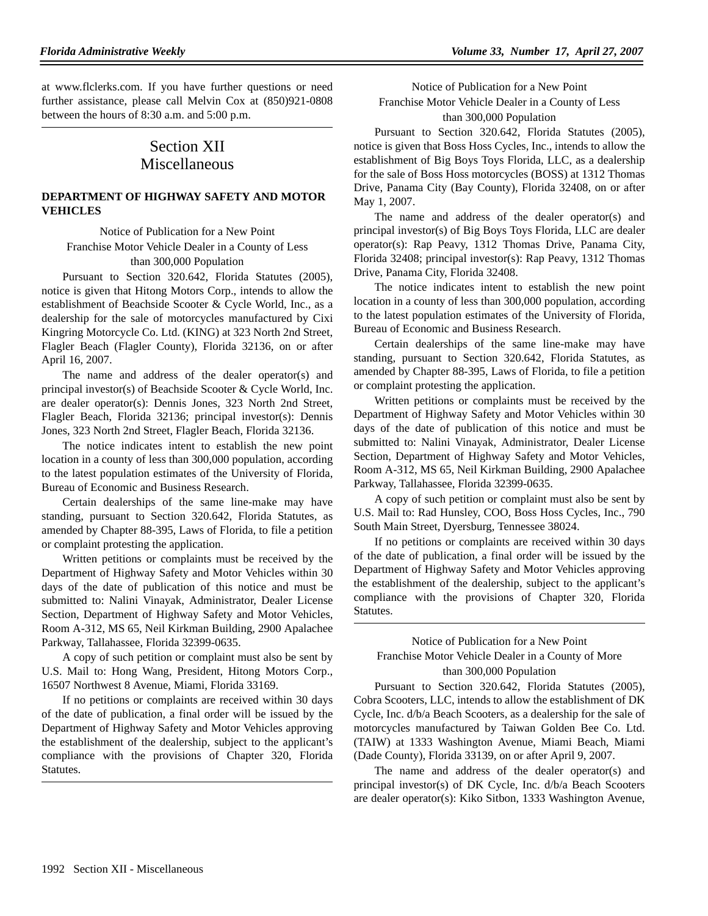at www.flclerks.com. If you have further questions or need further assistance, please call Melvin Cox at (850)921-0808 between the hours of 8:30 a.m. and 5:00 p.m.

# Section XII
# Miscellaneous

## DEPARTMENT OF HIGHWAY SAFETY AND MOTOR VEHICLES

Notice of Publication for a New Point Franchise Motor Vehicle Dealer in a County of Less than 300,000 Population

Pursuant to Section 320.642, Florida Statutes (2005), notice is given that Hitong Motors Corp., intends to allow the establishment of Beachside Scooter & Cycle World, Inc., as a dealership for the sale of motorcycles manufactured by Cixi Kingring Motorcycle Co. Ltd. (KING) at 323 North 2nd Street, Flagler Beach (Flagler County), Florida 32136, on or after April 16, 2007.

The name and address of the dealer operator(s) and principal investor(s) of Beachside Scooter & Cycle World, Inc. are dealer operator(s): Dennis Jones, 323 North 2nd Street, Flagler Beach, Florida 32136; principal investor(s): Dennis Jones, 323 North 2nd Street, Flagler Beach, Florida 32136.

The notice indicates intent to establish the new point location in a county of less than 300,000 population, according to the latest population estimates of the University of Florida, Bureau of Economic and Business Research.

Certain dealerships of the same line-make may have standing, pursuant to Section 320.642, Florida Statutes, as amended by Chapter 88-395, Laws of Florida, to file a petition or complaint protesting the application.

Written petitions or complaints must be received by the Department of Highway Safety and Motor Vehicles within 30 days of the date of publication of this notice and must be submitted to: Nalini Vinayak, Administrator, Dealer License Section, Department of Highway Safety and Motor Vehicles, Room A-312, MS 65, Neil Kirkman Building, 2900 Apalachee Parkway, Tallahassee, Florida 32399-0635.

A copy of such petition or complaint must also be sent by U.S. Mail to: Hong Wang, President, Hitong Motors Corp., 16507 Northwest 8 Avenue, Miami, Florida 33169.

If no petitions or complaints are received within 30 days of the date of publication, a final order will be issued by the Department of Highway Safety and Motor Vehicles approving the establishment of the dealership, subject to the applicant's compliance with the provisions of Chapter 320, Florida Statutes.

---

Notice of Publication for a New Point Franchise Motor Vehicle Dealer in a County of Less than 300,000 Population

Pursuant to Section 320.642, Florida Statutes (2005), notice is given that Boss Hoss Cycles, Inc., intends to allow the establishment of Big Boys Toys Florida, LLC, as a dealership for the sale of Boss Hoss motorcycles (BOSS) at 1312 Thomas Drive, Panama City (Bay County), Florida 32408, on or after May 1, 2007.

The name and address of the dealer operator(s) and principal investor(s) of Big Boys Toys Florida, LLC are dealer operator(s): Rap Peavy, 1312 Thomas Drive, Panama City, Florida 32408; principal investor(s): Rap Peavy, 1312 Thomas Drive, Panama City, Florida 32408.

The notice indicates intent to establish the new point location in a county of less than 300,000 population, according to the latest population estimates of the University of Florida, Bureau of Economic and Business Research.

Certain dealerships of the same line-make may have standing, pursuant to Section 320.642, Florida Statutes, as amended by Chapter 88-395, Laws of Florida, to file a petition or complaint protesting the application.

Written petitions or complaints must be received by the Department of Highway Safety and Motor Vehicles within 30 days of the date of publication of this notice and must be submitted to: Nalini Vinayak, Administrator, Dealer License Section, Department of Highway Safety and Motor Vehicles, Room A-312, MS 65, Neil Kirkman Building, 2900 Apalachee Parkway, Tallahassee, Florida 32399-0635.

A copy of such petition or complaint must also be sent by U.S. Mail to: Rad Hunsley, COO, Boss Hoss Cycles, Inc., 790 South Main Street, Dyersburg, Tennessee 38024.

If no petitions or complaints are received within 30 days of the date of publication, a final order will be issued by the Department of Highway Safety and Motor Vehicles approving the establishment of the dealership, subject to the applicant's compliance with the provisions of Chapter 320, Florida Statutes.

---

Notice of Publication for a New Point Franchise Motor Vehicle Dealer in a County of More than 300,000 Population

Pursuant to Section 320.642, Florida Statutes (2005), Cobra Scooters, LLC, intends to allow the establishment of DK Cycle, Inc. d/b/a Beach Scooters, as a dealership for the sale of motorcycles manufactured by Taiwan Golden Bee Co. Ltd. (TAIW) at 1333 Washington Avenue, Miami Beach, Miami (Dade County), Florida 33139, on or after April 9, 2007.

The name and address of the dealer operator(s) and principal investor(s) of DK Cycle, Inc. d/b/a Beach Scooters are dealer operator(s): Kiko Sitbon, 1333 Washington Avenue,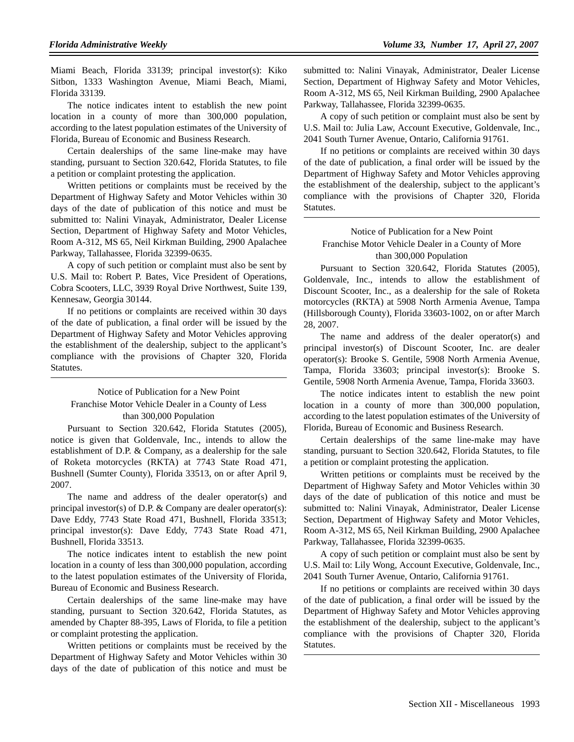Miami Beach, Florida 33139; principal investor(s): Kiko Sitbon, 1333 Washington Avenue, Miami Beach, Miami, Florida 33139.

The notice indicates intent to establish the new point location in a county of more than 300,000 population, according to the latest population estimates of the University of Florida, Bureau of Economic and Business Research.

Certain dealerships of the same line-make may have standing, pursuant to Section 320.642, Florida Statutes, to file a petition or complaint protesting the application.

Written petitions or complaints must be received by the Department of Highway Safety and Motor Vehicles within 30 days of the date of publication of this notice and must be submitted to: Nalini Vinayak, Administrator, Dealer License Section, Department of Highway Safety and Motor Vehicles, Room A-312, MS 65, Neil Kirkman Building, 2900 Apalachee Parkway, Tallahassee, Florida 32399-0635.

A copy of such petition or complaint must also be sent by U.S. Mail to: Robert P. Bates, Vice President of Operations, Cobra Scooters, LLC, 3939 Royal Drive Northwest, Suite 139, Kennesaw, Georgia 30144.

If no petitions or complaints are received within 30 days of the date of publication, a final order will be issued by the Department of Highway Safety and Motor Vehicles approving the establishment of the dealership, subject to the applicant's compliance with the provisions of Chapter 320, Florida Statutes.

---

Notice of Publication for a New Point Franchise Motor Vehicle Dealer in a County of Less than 300,000 Population

Pursuant to Section 320.642, Florida Statutes (2005), notice is given that Goldenvale, Inc., intends to allow the establishment of D.P. & Company, as a dealership for the sale of Roketa motorcycles (RKTA) at 7743 State Road 471, Bushnell (Sumter County), Florida 33513, on or after April 9, 2007.

The name and address of the dealer operator(s) and principal investor(s) of D.P. & Company are dealer operator(s): Dave Eddy, 7743 State Road 471, Bushnell, Florida 33513; principal investor(s): Dave Eddy, 7743 State Road 471, Bushnell, Florida 33513.

The notice indicates intent to establish the new point location in a county of less than 300,000 population, according to the latest population estimates of the University of Florida, Bureau of Economic and Business Research.

Certain dealerships of the same line-make may have standing, pursuant to Section 320.642, Florida Statutes, as amended by Chapter 88-395, Laws of Florida, to file a petition or complaint protesting the application.

Written petitions or complaints must be received by the Department of Highway Safety and Motor Vehicles within 30 days of the date of publication of this notice and must be submitted to: Nalini Vinayak, Administrator, Dealer License Section, Department of Highway Safety and Motor Vehicles, Room A-312, MS 65, Neil Kirkman Building, 2900 Apalachee Parkway, Tallahassee, Florida 32399-0635.

A copy of such petition or complaint must also be sent by U.S. Mail to: Julia Law, Account Executive, Goldenvale, Inc., 2041 South Turner Avenue, Ontario, California 91761.

If no petitions or complaints are received within 30 days of the date of publication, a final order will be issued by the Department of Highway Safety and Motor Vehicles approving the establishment of the dealership, subject to the applicant's compliance with the provisions of Chapter 320, Florida Statutes.

---

Notice of Publication for a New Point Franchise Motor Vehicle Dealer in a County of More than 300,000 Population

Pursuant to Section 320.642, Florida Statutes (2005), Goldenvale, Inc., intends to allow the establishment of Discount Scooter, Inc., as a dealership for the sale of Roketa motorcycles (RKTA) at 5908 North Armenia Avenue, Tampa (Hillsborough County), Florida 33603-1002, on or after March 28, 2007.

The name and address of the dealer operator(s) and principal investor(s) of Discount Scooter, Inc. are dealer operator(s): Brooke S. Gentile, 5908 North Armenia Avenue, Tampa, Florida 33603; principal investor(s): Brooke S. Gentile, 5908 North Armenia Avenue, Tampa, Florida 33603.

The notice indicates intent to establish the new point location in a county of more than 300,000 population, according to the latest population estimates of the University of Florida, Bureau of Economic and Business Research.

Certain dealerships of the same line-make may have standing, pursuant to Section 320.642, Florida Statutes, to file a petition or complaint protesting the application.

Written petitions or complaints must be received by the Department of Highway Safety and Motor Vehicles within 30 days of the date of publication of this notice and must be submitted to: Nalini Vinayak, Administrator, Dealer License Section, Department of Highway Safety and Motor Vehicles, Room A-312, MS 65, Neil Kirkman Building, 2900 Apalachee Parkway, Tallahassee, Florida 32399-0635.

A copy of such petition or complaint must also be sent by U.S. Mail to: Lily Wong, Account Executive, Goldenvale, Inc., 2041 South Turner Avenue, Ontario, California 91761.

If no petitions or complaints are received within 30 days of the date of publication, a final order will be issued by the Department of Highway Safety and Motor Vehicles approving the establishment of the dealership, subject to the applicant's compliance with the provisions of Chapter 320, Florida Statutes.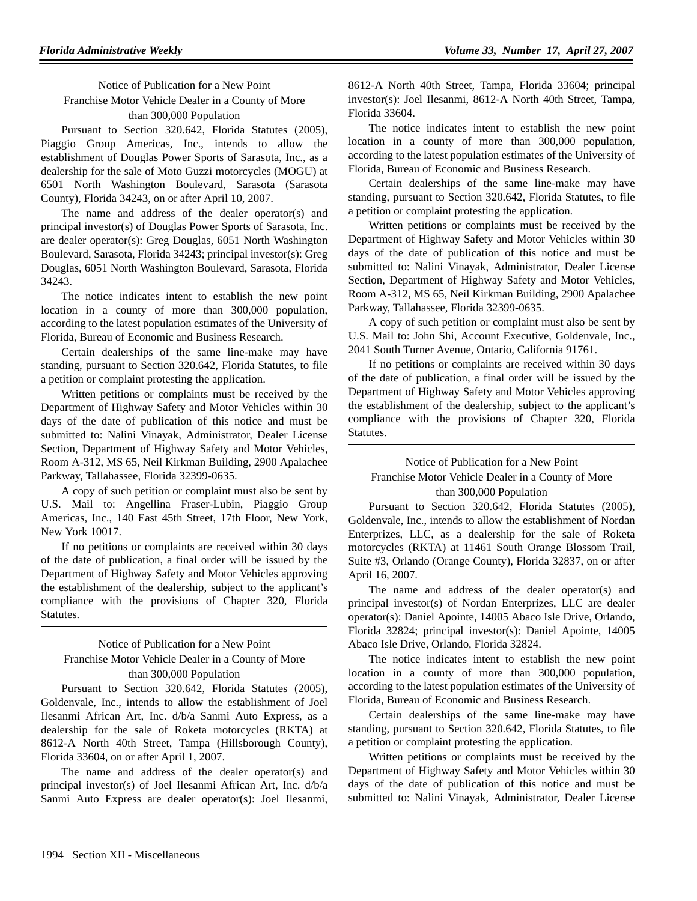Notice of Publication for a New Point Franchise Motor Vehicle Dealer in a County of More than 300,000 Population

Pursuant to Section 320.642, Florida Statutes (2005), Piaggio Group Americas, Inc., intends to allow the establishment of Douglas Power Sports of Sarasota, Inc., as a dealership for the sale of Moto Guzzi motorcycles (MOGU) at 6501 North Washington Boulevard, Sarasota (Sarasota County), Florida 34243, on or after April 10, 2007.

The name and address of the dealer operator(s) and principal investor(s) of Douglas Power Sports of Sarasota, Inc. are dealer operator(s): Greg Douglas, 6051 North Washington Boulevard, Sarasota, Florida 34243; principal investor(s): Greg Douglas, 6051 North Washington Boulevard, Sarasota, Florida 34243.

The notice indicates intent to establish the new point location in a county of more than 300,000 population, according to the latest population estimates of the University of Florida, Bureau of Economic and Business Research.

Certain dealerships of the same line-make may have standing, pursuant to Section 320.642, Florida Statutes, to file a petition or complaint protesting the application.

Written petitions or complaints must be received by the Department of Highway Safety and Motor Vehicles within 30 days of the date of publication of this notice and must be submitted to: Nalini Vinayak, Administrator, Dealer License Section, Department of Highway Safety and Motor Vehicles, Room A-312, MS 65, Neil Kirkman Building, 2900 Apalachee Parkway, Tallahassee, Florida 32399-0635.

A copy of such petition or complaint must also be sent by U.S. Mail to: Angellina Fraser-Lubin, Piaggio Group Americas, Inc., 140 East 45th Street, 17th Floor, New York, New York 10017.

If no petitions or complaints are received within 30 days of the date of publication, a final order will be issued by the Department of Highway Safety and Motor Vehicles approving the establishment of the dealership, subject to the applicant's compliance with the provisions of Chapter 320, Florida Statutes.

---

Notice of Publication for a New Point Franchise Motor Vehicle Dealer in a County of More than 300,000 Population

Pursuant to Section 320.642, Florida Statutes (2005), Goldenvale, Inc., intends to allow the establishment of Joel Ilesanmi African Art, Inc. d/b/a Sanmi Auto Express, as a dealership for the sale of Roketa motorcycles (RKTA) at 8612-A North 40th Street, Tampa (Hillsborough County), Florida 33604, on or after April 1, 2007.

The name and address of the dealer operator(s) and principal investor(s) of Joel Ilesanmi African Art, Inc. d/b/a Sanmi Auto Express are dealer operator(s): Joel Ilesanmi, 8612-A North 40th Street, Tampa, Florida 33604; principal investor(s): Joel Ilesanmi, 8612-A North 40th Street, Tampa, Florida 33604.

The notice indicates intent to establish the new point location in a county of more than 300,000 population, according to the latest population estimates of the University of Florida, Bureau of Economic and Business Research.

Certain dealerships of the same line-make may have standing, pursuant to Section 320.642, Florida Statutes, to file a petition or complaint protesting the application.

Written petitions or complaints must be received by the Department of Highway Safety and Motor Vehicles within 30 days of the date of publication of this notice and must be submitted to: Nalini Vinayak, Administrator, Dealer License Section, Department of Highway Safety and Motor Vehicles, Room A-312, MS 65, Neil Kirkman Building, 2900 Apalachee Parkway, Tallahassee, Florida 32399-0635.

A copy of such petition or complaint must also be sent by U.S. Mail to: John Shi, Account Executive, Goldenvale, Inc., 2041 South Turner Avenue, Ontario, California 91761.

If no petitions or complaints are received within 30 days of the date of publication, a final order will be issued by the Department of Highway Safety and Motor Vehicles approving the establishment of the dealership, subject to the applicant's compliance with the provisions of Chapter 320, Florida Statutes.

---

Notice of Publication for a New Point Franchise Motor Vehicle Dealer in a County of More than 300,000 Population

Pursuant to Section 320.642, Florida Statutes (2005), Goldenvale, Inc., intends to allow the establishment of Nordan Enterprizes, LLC, as a dealership for the sale of Roketa motorcycles (RKTA) at 11461 South Orange Blossom Trail, Suite #3, Orlando (Orange County), Florida 32837, on or after April 16, 2007.

The name and address of the dealer operator(s) and principal investor(s) of Nordan Enterprizes, LLC are dealer operator(s): Daniel Apointe, 14005 Abaco Isle Drive, Orlando, Florida 32824; principal investor(s): Daniel Apointe, 14005 Abaco Isle Drive, Orlando, Florida 32824.

The notice indicates intent to establish the new point location in a county of more than 300,000 population, according to the latest population estimates of the University of Florida, Bureau of Economic and Business Research.

Certain dealerships of the same line-make may have standing, pursuant to Section 320.642, Florida Statutes, to file a petition or complaint protesting the application.

Written petitions or complaints must be received by the Department of Highway Safety and Motor Vehicles within 30 days of the date of publication of this notice and must be submitted to: Nalini Vinayak, Administrator, Dealer License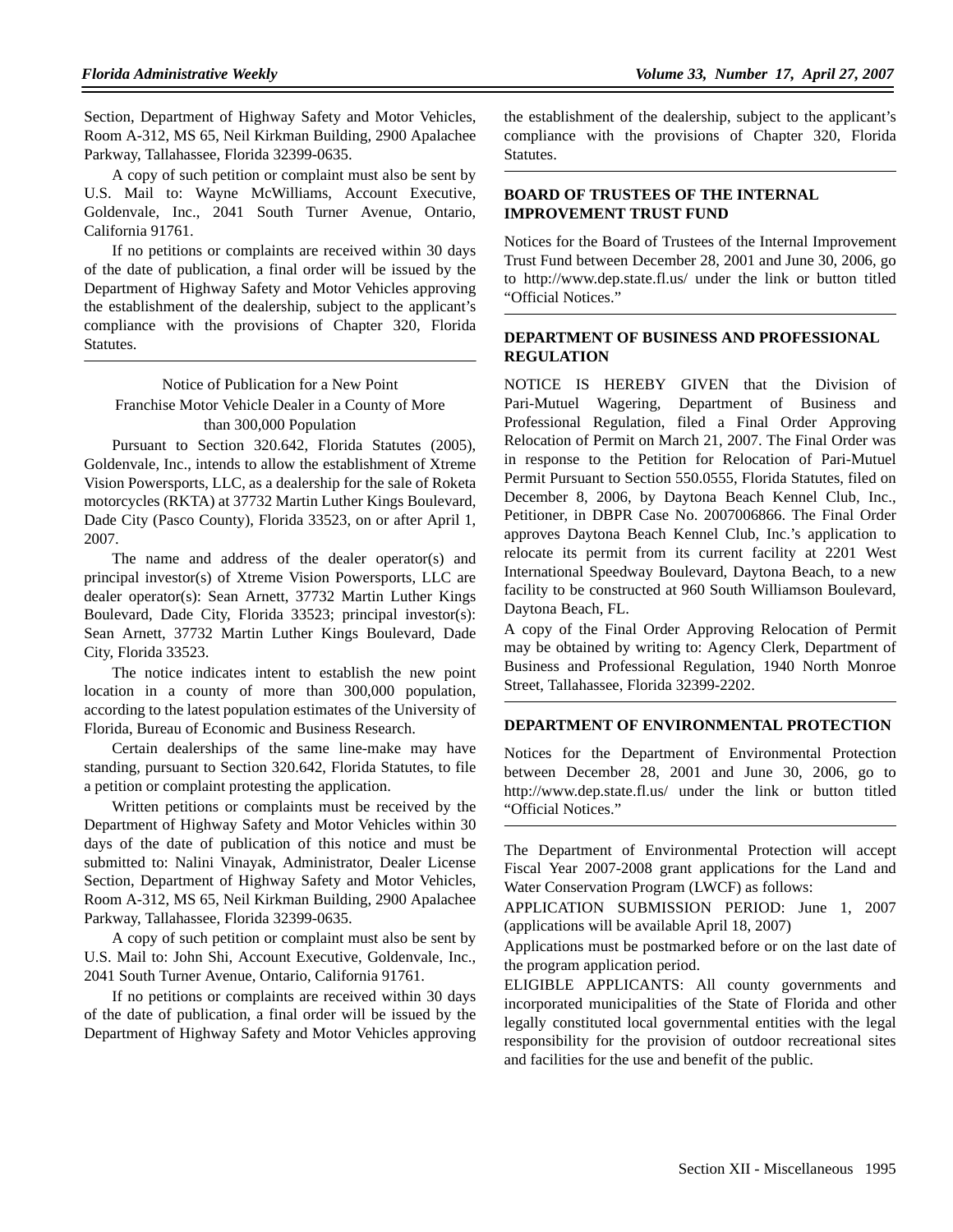Section, Department of Highway Safety and Motor Vehicles, Room A-312, MS 65, Neil Kirkman Building, 2900 Apalachee Parkway, Tallahassee, Florida 32399-0635.

A copy of such petition or complaint must also be sent by U.S. Mail to: Wayne McWilliams, Account Executive, Goldenvale, Inc., 2041 South Turner Avenue, Ontario, California 91761.

If no petitions or complaints are received within 30 days of the date of publication, a final order will be issued by the Department of Highway Safety and Motor Vehicles approving the establishment of the dealership, subject to the applicant's compliance with the provisions of Chapter 320, Florida Statutes.

---

Notice of Publication for a New Point Franchise Motor Vehicle Dealer in a County of More than 300,000 Population

Pursuant to Section 320.642, Florida Statutes (2005), Goldenvale, Inc., intends to allow the establishment of Xtreme Vision Powersports, LLC, as a dealership for the sale of Roketa motorcycles (RKTA) at 37732 Martin Luther Kings Boulevard, Dade City (Pasco County), Florida 33523, on or after April 1, 2007.

The name and address of the dealer operator(s) and principal investor(s) of Xtreme Vision Powersports, LLC are dealer operator(s): Sean Arnett, 37732 Martin Luther Kings Boulevard, Dade City, Florida 33523; principal investor(s): Sean Arnett, 37732 Martin Luther Kings Boulevard, Dade City, Florida 33523.

The notice indicates intent to establish the new point location in a county of more than 300,000 population, according to the latest population estimates of the University of Florida, Bureau of Economic and Business Research.

Certain dealerships of the same line-make may have standing, pursuant to Section 320.642, Florida Statutes, to file a petition or complaint protesting the application.

Written petitions or complaints must be received by the Department of Highway Safety and Motor Vehicles within 30 days of the date of publication of this notice and must be submitted to: Nalini Vinayak, Administrator, Dealer License Section, Department of Highway Safety and Motor Vehicles, Room A-312, MS 65, Neil Kirkman Building, 2900 Apalachee Parkway, Tallahassee, Florida 32399-0635.

A copy of such petition or complaint must also be sent by U.S. Mail to: John Shi, Account Executive, Goldenvale, Inc., 2041 South Turner Avenue, Ontario, California 91761.

If no petitions or complaints are received within 30 days of the date of publication, a final order will be issued by the Department of Highway Safety and Motor Vehicles approving the establishment of the dealership, subject to the applicant's compliance with the provisions of Chapter 320, Florida Statutes.

---

## BOARD OF TRUSTEES OF THE INTERNAL IMPROVEMENT TRUST FUND

Notices for the Board of Trustees of the Internal Improvement Trust Fund between December 28, 2001 and June 30, 2006, go to http://www.dep.state.fl.us/ under the link or button titled "Official Notices."

---

## DEPARTMENT OF BUSINESS AND PROFESSIONAL REGULATION

NOTICE IS HEREBY GIVEN that the Division of Pari-Mutuel Wagering, Department of Business and Professional Regulation, filed a Final Order Approving Relocation of Permit on March 21, 2007. The Final Order was in response to the Petition for Relocation of Pari-Mutuel Permit Pursuant to Section 550.0555, Florida Statutes, filed on December 8, 2006, by Daytona Beach Kennel Club, Inc., Petitioner, in DBPR Case No. 2007006866. The Final Order approves Daytona Beach Kennel Club, Inc.'s application to relocate its permit from its current facility at 2201 West International Speedway Boulevard, Daytona Beach, to a new facility to be constructed at 960 South Williamson Boulevard, Daytona Beach, FL.

A copy of the Final Order Approving Relocation of Permit may be obtained by writing to: Agency Clerk, Department of Business and Professional Regulation, 1940 North Monroe Street, Tallahassee, Florida 32399-2202.

---

## DEPARTMENT OF ENVIRONMENTAL PROTECTION

Notices for the Department of Environmental Protection between December 28, 2001 and June 30, 2006, go to http://www.dep.state.fl.us/ under the link or button titled "Official Notices."

---

The Department of Environmental Protection will accept Fiscal Year 2007-2008 grant applications for the Land and Water Conservation Program (LWCF) as follows:

APPLICATION SUBMISSION PERIOD: June 1, 2007 (applications will be available April 18, 2007)

Applications must be postmarked before or on the last date of the program application period.

ELIGIBLE APPLICANTS: All county governments and incorporated municipalities of the State of Florida and other legally constituted local governmental entities with the legal responsibility for the provision of outdoor recreational sites and facilities for the use and benefit of the public.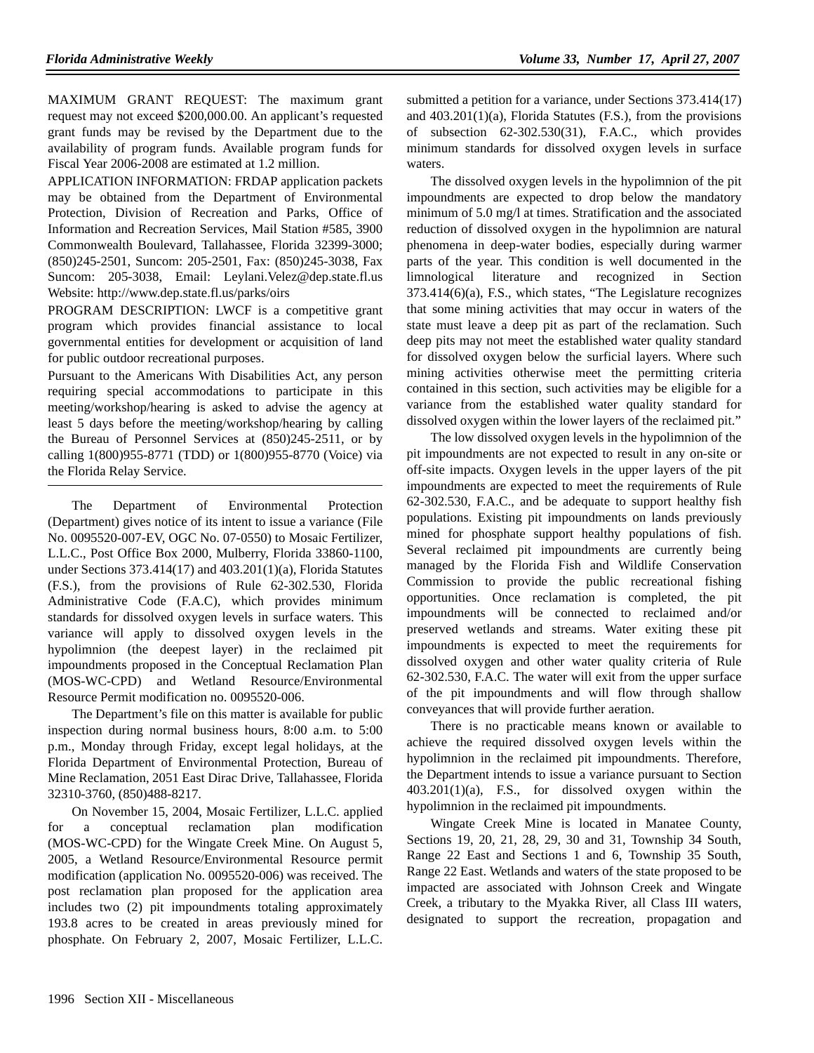MAXIMUM GRANT REQUEST: The maximum grant request may not exceed $200,000.00. An applicant's requested grant funds may be revised by the Department due to the availability of program funds. Available program funds for Fiscal Year 2006-2008 are estimated at 1.2 million.

APPLICATION INFORMATION: FRDAP application packets may be obtained from the Department of Environmental Protection, Division of Recreation and Parks, Office of Information and Recreation Services, Mail Station #585, 3900 Commonwealth Boulevard, Tallahassee, Florida 32399-3000; (850)245-2501, Suncom: 205-2501, Fax: (850)245-3038, Fax Suncom: 205-3038, Email: Leylani.Velez@dep.state.fl.us Website: http://www.dep.state.fl.us/parks/oirs

PROGRAM DESCRIPTION: LWCF is a competitive grant program which provides financial assistance to local governmental entities for development or acquisition of land for public outdoor recreational purposes.

Pursuant to the Americans With Disabilities Act, any person requiring special accommodations to participate in this meeting/workshop/hearing is asked to advise the agency at least 5 days before the meeting/workshop/hearing by calling the Bureau of Personnel Services at (850)245-2511, or by calling 1(800)955-8771 (TDD) or 1(800)955-8770 (Voice) via the Florida Relay Service.

---

The Department of Environmental Protection (Department) gives notice of its intent to issue a variance (File No. 0095520-007-EV, OGC No. 07-0550) to Mosaic Fertilizer, L.L.C., Post Office Box 2000, Mulberry, Florida 33860-1100, under Sections 373.414(17) and 403.201(1)(a), Florida Statutes (F.S.), from the provisions of Rule 62-302.530, Florida Administrative Code (F.A.C), which provides minimum standards for dissolved oxygen levels in surface waters. This variance will apply to dissolved oxygen levels in the hypolimnion (the deepest layer) in the reclaimed pit impoundments proposed in the Conceptual Reclamation Plan (MOS-WC-CPD) and Wetland Resource/Environmental Resource Permit modification no. 0095520-006.

The Department's file on this matter is available for public inspection during normal business hours, 8:00 a.m. to 5:00 p.m., Monday through Friday, except legal holidays, at the Florida Department of Environmental Protection, Bureau of Mine Reclamation, 2051 East Dirac Drive, Tallahassee, Florida 32310-3760, (850)488-8217.

On November 15, 2004, Mosaic Fertilizer, L.L.C. applied for a conceptual reclamation plan modification (MOS-WC-CPD) for the Wingate Creek Mine. On August 5, 2005, a Wetland Resource/Environmental Resource permit modification (application No. 0095520-006) was received. The post reclamation plan proposed for the application area includes two (2) pit impoundments totaling approximately 193.8 acres to be created in areas previously mined for phosphate. On February 2, 2007, Mosaic Fertilizer, L.L.C. submitted a petition for a variance, under Sections 373.414(17) and 403.201(1)(a), Florida Statutes (F.S.), from the provisions of subsection 62-302.530(31), F.A.C., which provides minimum standards for dissolved oxygen levels in surface waters.

The dissolved oxygen levels in the hypolimnion of the pit impoundments are expected to drop below the mandatory minimum of 5.0 mg/l at times. Stratification and the associated reduction of dissolved oxygen in the hypolimnion are natural phenomena in deep-water bodies, especially during warmer parts of the year. This condition is well documented in the limnological literature and recognized in Section 373.414(6)(a), F.S., which states, "The Legislature recognizes that some mining activities that may occur in waters of the state must leave a deep pit as part of the reclamation. Such deep pits may not meet the established water quality standard for dissolved oxygen below the surficial layers. Where such mining activities otherwise meet the permitting criteria contained in this section, such activities may be eligible for a variance from the established water quality standard for dissolved oxygen within the lower layers of the reclaimed pit."

The low dissolved oxygen levels in the hypolimnion of the pit impoundments are not expected to result in any on-site or off-site impacts. Oxygen levels in the upper layers of the pit impoundments are expected to meet the requirements of Rule 62-302.530, F.A.C., and be adequate to support healthy fish populations. Existing pit impoundments on lands previously mined for phosphate support healthy populations of fish. Several reclaimed pit impoundments are currently being managed by the Florida Fish and Wildlife Conservation Commission to provide the public recreational fishing opportunities. Once reclamation is completed, the pit impoundments will be connected to reclaimed and/or preserved wetlands and streams. Water exiting these pit impoundments is expected to meet the requirements for dissolved oxygen and other water quality criteria of Rule 62-302.530, F.A.C. The water will exit from the upper surface of the pit impoundments and will flow through shallow conveyances that will provide further aeration.

There is no practicable means known or available to achieve the required dissolved oxygen levels within the hypolimnion in the reclaimed pit impoundments. Therefore, the Department intends to issue a variance pursuant to Section 403.201(1)(a), F.S., for dissolved oxygen within the hypolimnion in the reclaimed pit impoundments.

Wingate Creek Mine is located in Manatee County, Sections 19, 20, 21, 28, 29, 30 and 31, Township 34 South, Range 22 East and Sections 1 and 6, Township 35 South, Range 22 East. Wetlands and waters of the state proposed to be impacted are associated with Johnson Creek and Wingate Creek, a tributary to the Myakka River, all Class III waters, designated to support the recreation, propagation and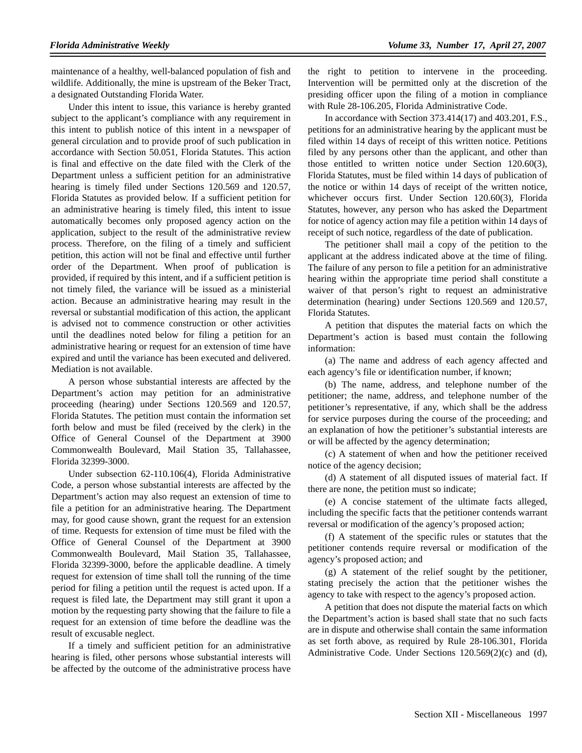maintenance of a healthy, well-balanced population of fish and wildlife. Additionally, the mine is upstream of the Beker Tract, a designated Outstanding Florida Water.

Under this intent to issue, this variance is hereby granted subject to the applicant's compliance with any requirement in this intent to publish notice of this intent in a newspaper of general circulation and to provide proof of such publication in accordance with Section 50.051, Florida Statutes. This action is final and effective on the date filed with the Clerk of the Department unless a sufficient petition for an administrative hearing is timely filed under Sections 120.569 and 120.57, Florida Statutes as provided below. If a sufficient petition for an administrative hearing is timely filed, this intent to issue automatically becomes only proposed agency action on the application, subject to the result of the administrative review process. Therefore, on the filing of a timely and sufficient petition, this action will not be final and effective until further order of the Department. When proof of publication is provided, if required by this intent, and if a sufficient petition is not timely filed, the variance will be issued as a ministerial action. Because an administrative hearing may result in the reversal or substantial modification of this action, the applicant is advised not to commence construction or other activities until the deadlines noted below for filing a petition for an administrative hearing or request for an extension of time have expired and until the variance has been executed and delivered. Mediation is not available.

A person whose substantial interests are affected by the Department's action may petition for an administrative proceeding (hearing) under Sections 120.569 and 120.57, Florida Statutes. The petition must contain the information set forth below and must be filed (received by the clerk) in the Office of General Counsel of the Department at 3900 Commonwealth Boulevard, Mail Station 35, Tallahassee, Florida 32399-3000.

Under subsection 62-110.106(4), Florida Administrative Code, a person whose substantial interests are affected by the Department's action may also request an extension of time to file a petition for an administrative hearing. The Department may, for good cause shown, grant the request for an extension of time. Requests for extension of time must be filed with the Office of General Counsel of the Department at 3900 Commonwealth Boulevard, Mail Station 35, Tallahassee, Florida 32399-3000, before the applicable deadline. A timely request for extension of time shall toll the running of the time period for filing a petition until the request is acted upon. If a request is filed late, the Department may still grant it upon a motion by the requesting party showing that the failure to file a request for an extension of time before the deadline was the result of excusable neglect.

If a timely and sufficient petition for an administrative hearing is filed, other persons whose substantial interests will be affected by the outcome of the administrative process have the right to petition to intervene in the proceeding. Intervention will be permitted only at the discretion of the presiding officer upon the filing of a motion in compliance with Rule 28-106.205, Florida Administrative Code.

In accordance with Section 373.414(17) and 403.201, F.S., petitions for an administrative hearing by the applicant must be filed within 14 days of receipt of this written notice. Petitions filed by any persons other than the applicant, and other than those entitled to written notice under Section 120.60(3), Florida Statutes, must be filed within 14 days of publication of the notice or within 14 days of receipt of the written notice, whichever occurs first. Under Section 120.60(3), Florida Statutes, however, any person who has asked the Department for notice of agency action may file a petition within 14 days of receipt of such notice, regardless of the date of publication.

The petitioner shall mail a copy of the petition to the applicant at the address indicated above at the time of filing. The failure of any person to file a petition for an administrative hearing within the appropriate time period shall constitute a waiver of that person's right to request an administrative determination (hearing) under Sections 120.569 and 120.57, Florida Statutes.

A petition that disputes the material facts on which the Department's action is based must contain the following information:

(a) The name and address of each agency affected and each agency's file or identification number, if known;

(b) The name, address, and telephone number of the petitioner; the name, address, and telephone number of the petitioner's representative, if any, which shall be the address for service purposes during the course of the proceeding; and an explanation of how the petitioner's substantial interests are or will be affected by the agency determination;

(c) A statement of when and how the petitioner received notice of the agency decision;

(d) A statement of all disputed issues of material fact. If there are none, the petition must so indicate;

(e) A concise statement of the ultimate facts alleged, including the specific facts that the petitioner contends warrant reversal or modification of the agency's proposed action;

(f) A statement of the specific rules or statutes that the petitioner contends require reversal or modification of the agency's proposed action; and

(g) A statement of the relief sought by the petitioner, stating precisely the action that the petitioner wishes the agency to take with respect to the agency's proposed action.

A petition that does not dispute the material facts on which the Department's action is based shall state that no such facts are in dispute and otherwise shall contain the same information as set forth above, as required by Rule 28-106.301, Florida Administrative Code. Under Sections 120.569(2)(c) and (d),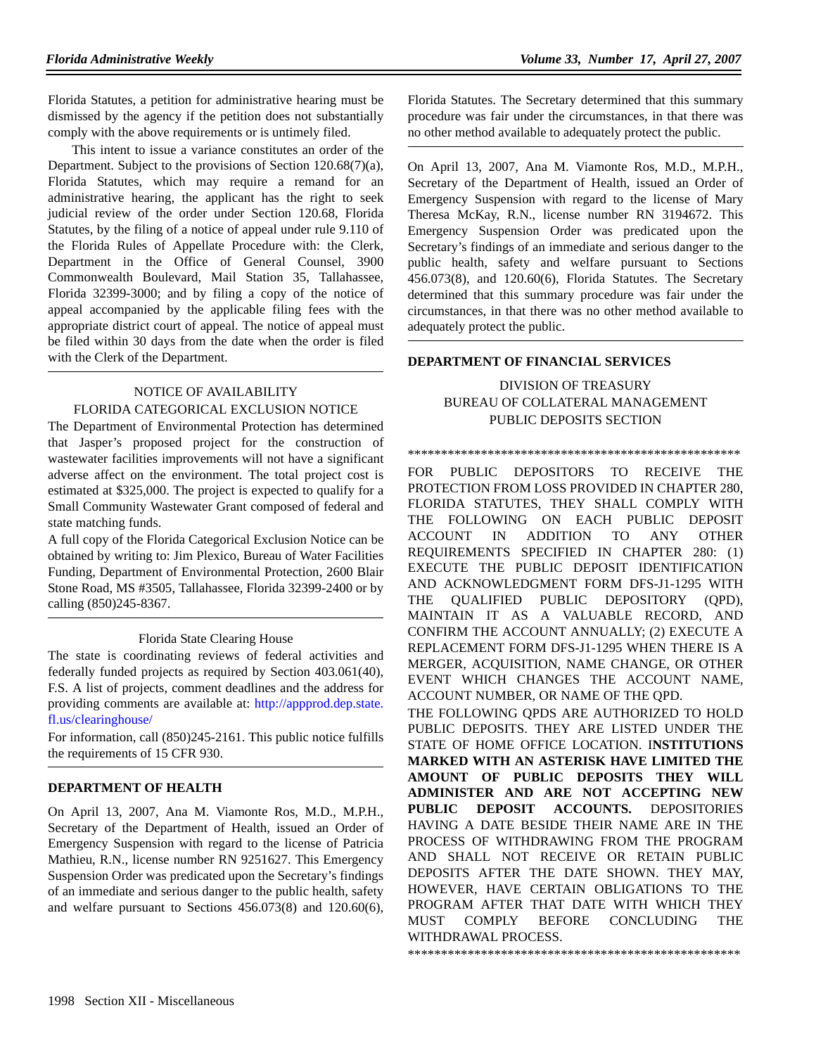Florida Statutes, a petition for administrative hearing must be dismissed by the agency if the petition does not substantially comply with the above requirements or is untimely filed.

This intent to issue a variance constitutes an order of the Department. Subject to the provisions of Section 120.68(7)(a), Florida Statutes, which may require a remand for an administrative hearing, the applicant has the right to seek judicial review of the order under Section 120.68, Florida Statutes, by the filing of a notice of appeal under rule 9.110 of the Florida Rules of Appellate Procedure with: the Clerk, Department in the Office of General Counsel, 3900 Commonwealth Boulevard, Mail Station 35, Tallahassee, Florida 32399-3000; and by filing a copy of the notice of appeal accompanied by the applicable filing fees with the appropriate district court of appeal. The notice of appeal must be filed within 30 days from the date when the order is filed with the Clerk of the Department.

---

NOTICE OF AVAILABILITY

FLORIDA CATEGORICAL EXCLUSION NOTICE

The Department of Environmental Protection has determined that Jasper's proposed project for the construction of wastewater facilities improvements will not have a significant adverse affect on the environment. The total project cost is estimated at $325,000. The project is expected to qualify for a Small Community Wastewater Grant composed of federal and state matching funds.

A full copy of the Florida Categorical Exclusion Notice can be obtained by writing to: Jim Plexico, Bureau of Water Facilities Funding, Department of Environmental Protection, 2600 Blair Stone Road, MS #3505, Tallahassee, Florida 32399-2400 or by calling (850)245-8367.

---

Florida State Clearing House

The state is coordinating reviews of federal activities and federally funded projects as required by Section 403.061(40), F.S. A list of projects, comment deadlines and the address for providing comments are available at: http://appprod.dep.state.fl.us/clearinghouse/

For information, call (850)245-2161. This public notice fulfills the requirements of 15 CFR 930.

---

**DEPARTMENT OF HEALTH**

On April 13, 2007, Ana M. Viamonte Ros, M.D., M.P.H., Secretary of the Department of Health, issued an Order of Emergency Suspension with regard to the license of Patricia Mathieu, R.N., license number RN 9251627. This Emergency Suspension Order was predicated upon the Secretary's findings of an immediate and serious danger to the public health, safety and welfare pursuant to Sections 456.073(8) and 120.60(6), Florida Statutes. The Secretary determined that this summary procedure was fair under the circumstances, in that there was no other method available to adequately protect the public.

---

On April 13, 2007, Ana M. Viamonte Ros, M.D., M.P.H., Secretary of the Department of Health, issued an Order of Emergency Suspension with regard to the license of Mary Theresa McKay, R.N., license number RN 3194672. This Emergency Suspension Order was predicated upon the Secretary's findings of an immediate and serious danger to the public health, safety and welfare pursuant to Sections 456.073(8), and 120.60(6), Florida Statutes. The Secretary determined that this summary procedure was fair under the circumstances, in that there was no other method available to adequately protect the public.

---

**DEPARTMENT OF FINANCIAL SERVICES**

DIVISION OF TREASURY

BUREAU OF COLLATERAL MANAGEMENT

PUBLIC DEPOSITS SECTION

**************************************************

FOR PUBLIC DEPOSITORS TO RECEIVE THE PROTECTION FROM LOSS PROVIDED IN CHAPTER 280, FLORIDA STATUTES, THEY SHALL COMPLY WITH THE FOLLOWING ON EACH PUBLIC DEPOSIT ACCOUNT IN ADDITION TO ANY OTHER REQUIREMENTS SPECIFIED IN CHAPTER 280: (1) EXECUTE THE PUBLIC DEPOSIT IDENTIFICATION AND ACKNOWLEDGMENT FORM DFS-J1-1295 WITH THE QUALIFIED PUBLIC DEPOSITORY (QPD), MAINTAIN IT AS A VALUABLE RECORD, AND CONFIRM THE ACCOUNT ANNUALLY; (2) EXECUTE A REPLACEMENT FORM DFS-J1-1295 WHEN THERE IS A MERGER, ACQUISITION, NAME CHANGE, OR OTHER EVENT WHICH CHANGES THE ACCOUNT NAME, ACCOUNT NUMBER, OR NAME OF THE QPD.

THE FOLLOWING QPDS ARE AUTHORIZED TO HOLD PUBLIC DEPOSITS. THEY ARE LISTED UNDER THE STATE OF HOME OFFICE LOCATION. **INSTITUTIONS MARKED WITH AN ASTERISK HAVE LIMITED THE AMOUNT OF PUBLIC DEPOSITS THEY WILL ADMINISTER AND ARE NOT ACCEPTING NEW PUBLIC DEPOSIT ACCOUNTS.** DEPOSITORIES HAVING A DATE BESIDE THEIR NAME ARE IN THE PROCESS OF WITHDRAWING FROM THE PROGRAM AND SHALL NOT RECEIVE OR RETAIN PUBLIC DEPOSITS AFTER THE DATE SHOWN. THEY MAY, HOWEVER, HAVE CERTAIN OBLIGATIONS TO THE PROGRAM AFTER THAT DATE WITH WHICH THEY MUST COMPLY BEFORE CONCLUDING THE WITHDRAWAL PROCESS.

**************************************************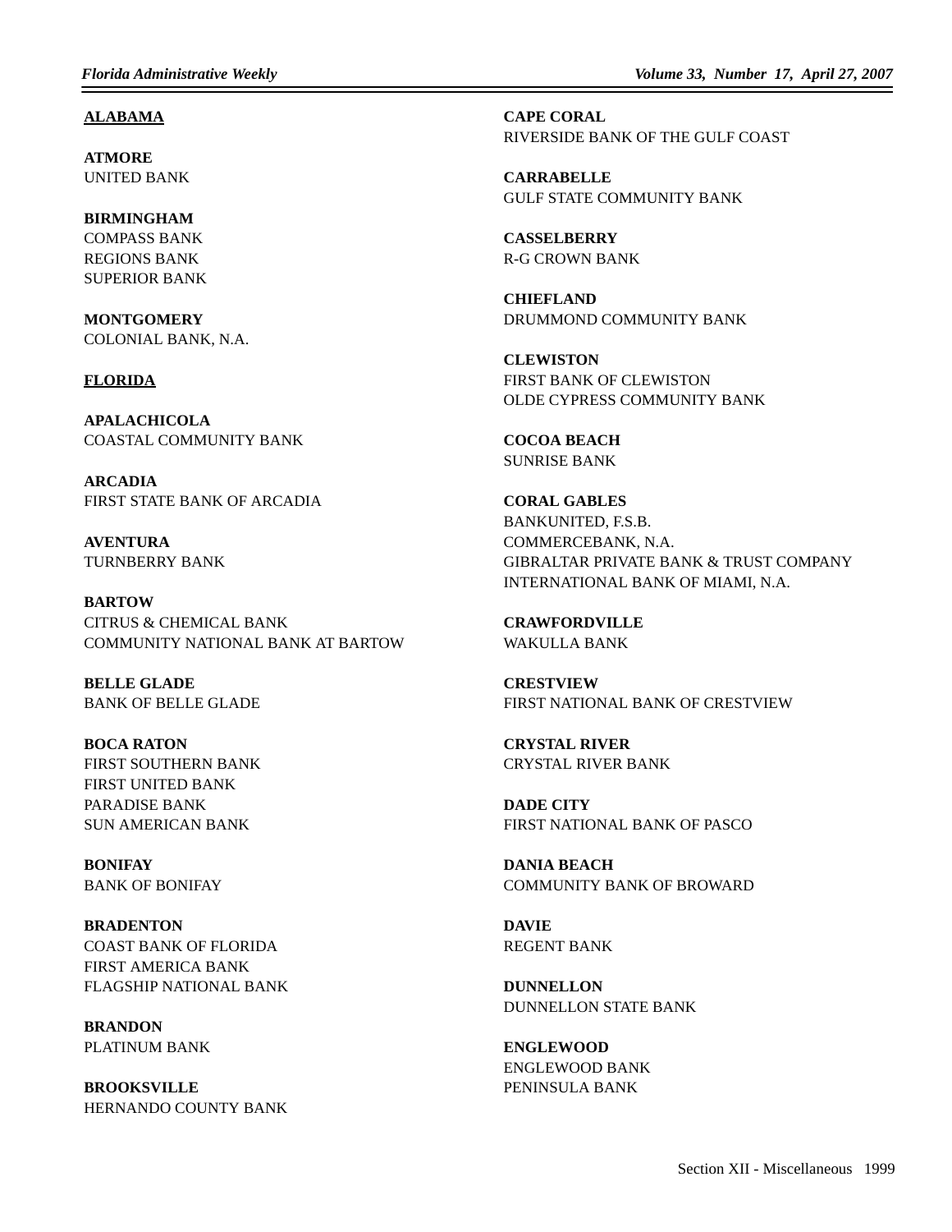**ALABAMA**

**ATMORE**
UNITED BANK

**BIRMINGHAM**
COMPASS BANK
REGIONS BANK
SUPERIOR BANK

**MONTGOMERY**
COLONIAL BANK, N.A.

**FLORIDA**

**APALACHICOLA**
COASTAL COMMUNITY BANK

**ARCADIA**
FIRST STATE BANK OF ARCADIA

**AVENTURA**
TURNBERRY BANK

**BARTOW**
CITRUS & CHEMICAL BANK
COMMUNITY NATIONAL BANK AT BARTOW

**BELLE GLADE**
BANK OF BELLE GLADE

**BOCA RATON**
FIRST SOUTHERN BANK
FIRST UNITED BANK
PARADISE BANK
SUN AMERICAN BANK

**BONIFAY**
BANK OF BONIFAY

**BRADENTON**
COAST BANK OF FLORIDA
FIRST AMERICA BANK
FLAGSHIP NATIONAL BANK

**BRANDON**
PLATINUM BANK

**BROOKSVILLE**
HERNANDO COUNTY BANK

**CAPE CORAL**
RIVERSIDE BANK OF THE GULF COAST

**CARRABELLE**
GULF STATE COMMUNITY BANK

**CASSELBERRY**
R-G CROWN BANK

**CHIEFLAND**
DRUMMOND COMMUNITY BANK

**CLEWISTON**
FIRST BANK OF CLEWISTON
OLDE CYPRESS COMMUNITY BANK

**COCOA BEACH**
SUNRISE BANK

**CORAL GABLES**
BANKUNITED, F.S.B.
COMMERCEBANK, N.A.
GIBRALTAR PRIVATE BANK & TRUST COMPANY
INTERNATIONAL BANK OF MIAMI, N.A.

**CRAWFORDVILLE**
WAKULLA BANK

**CRESTVIEW**
FIRST NATIONAL BANK OF CRESTVIEW

**CRYSTAL RIVER**
CRYSTAL RIVER BANK

**DADE CITY**
FIRST NATIONAL BANK OF PASCO

**DANIA BEACH**
COMMUNITY BANK OF BROWARD

**DAVIE**
REGENT BANK

**DUNNELLON**
DUNNELLON STATE BANK

**ENGLEWOOD**
ENGLEWOOD BANK
PENINSULA BANK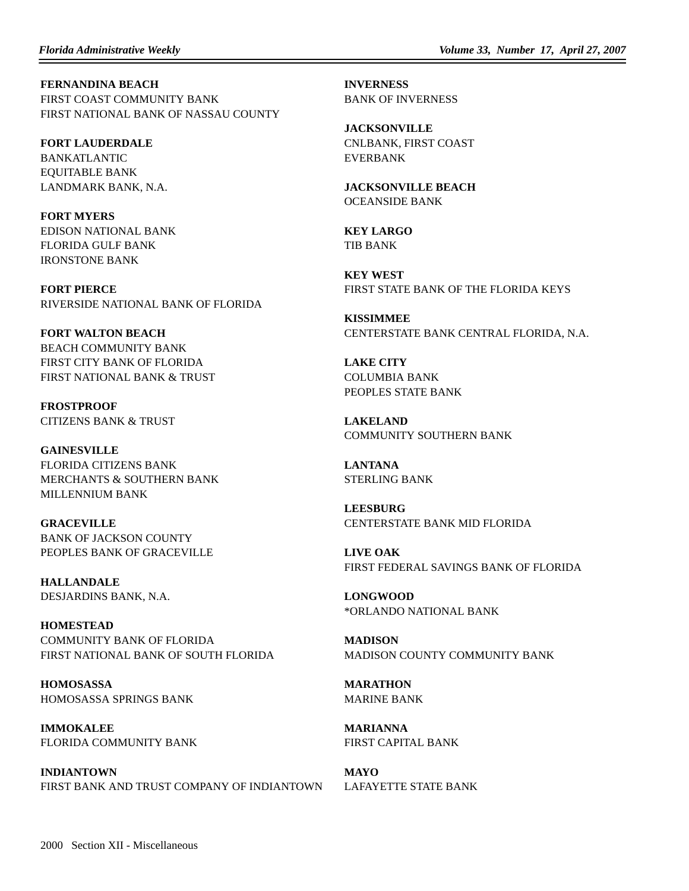**FERNANDINA BEACH**
FIRST COAST COMMUNITY BANK
FIRST NATIONAL BANK OF NASSAU COUNTY

**FORT LAUDERDALE**
BANKATLANTIC
EQUITABLE BANK
LANDMARK BANK, N.A.

**FORT MYERS**
EDISON NATIONAL BANK
FLORIDA GULF BANK
IRONSTONE BANK

**FORT PIERCE**
RIVERSIDE NATIONAL BANK OF FLORIDA

**FORT WALTON BEACH**
BEACH COMMUNITY BANK
FIRST CITY BANK OF FLORIDA
FIRST NATIONAL BANK & TRUST

**FROSTPROOF**
CITIZENS BANK & TRUST

**GAINESVILLE**
FLORIDA CITIZENS BANK
MERCHANTS & SOUTHERN BANK
MILLENNIUM BANK

**GRACEVILLE**
BANK OF JACKSON COUNTY
PEOPLES BANK OF GRACEVILLE

**HALLANDALE**
DESJARDINS BANK, N.A.

**HOMESTEAD**
COMMUNITY BANK OF FLORIDA
FIRST NATIONAL BANK OF SOUTH FLORIDA

**HOMOSASSA**
HOMOSASSA SPRINGS BANK

**IMMOKALEE**
FLORIDA COMMUNITY BANK

**INDIANTOWN**
FIRST BANK AND TRUST COMPANY OF INDIANTOWN

**INVERNESS**
BANK OF INVERNESS

**JACKSONVILLE**
CNLBANK, FIRST COAST
EVERBANK

**JACKSONVILLE BEACH**
OCEANSIDE BANK

**KEY LARGO**
TIB BANK

**KEY WEST**
FIRST STATE BANK OF THE FLORIDA KEYS

**KISSIMMEE**
CENTERSTATE BANK CENTRAL FLORIDA, N.A.

**LAKE CITY**
COLUMBIA BANK
PEOPLES STATE BANK

**LAKELAND**
COMMUNITY SOUTHERN BANK

**LANTANA**
STERLING BANK

**LEESBURG**
CENTERSTATE BANK MID FLORIDA

**LIVE OAK**
FIRST FEDERAL SAVINGS BANK OF FLORIDA

**LONGWOOD**
*ORLANDO NATIONAL BANK

**MADISON**
MADISON COUNTY COMMUNITY BANK

**MARATHON**
MARINE BANK

**MARIANNA**
FIRST CAPITAL BANK

**MAYO**
LAFAYETTE STATE BANK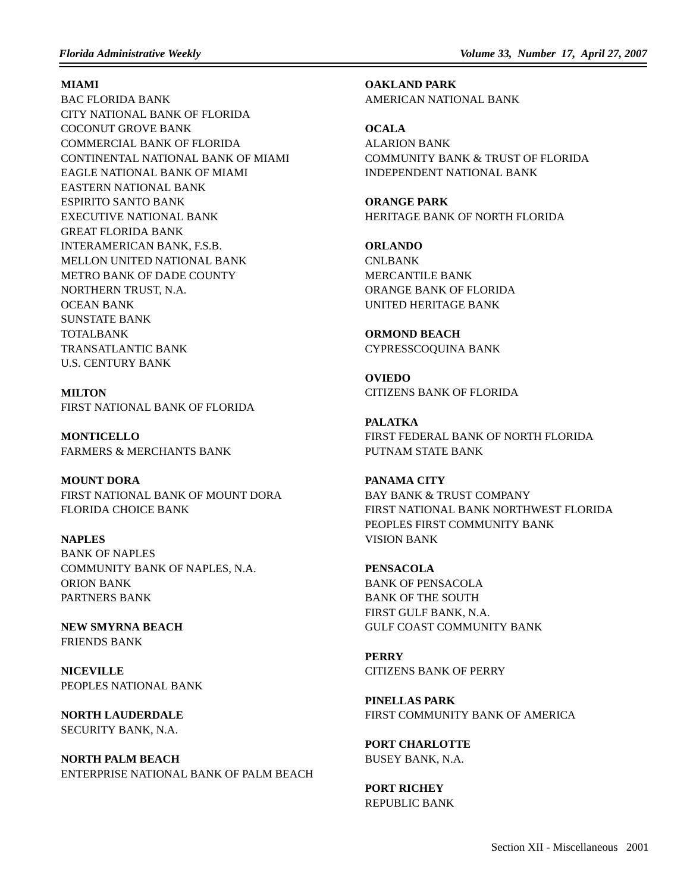**MIAMI**
BAC FLORIDA BANK
CITY NATIONAL BANK OF FLORIDA
COCONUT GROVE BANK
COMMERCIAL BANK OF FLORIDA
CONTINENTAL NATIONAL BANK OF MIAMI
EAGLE NATIONAL BANK OF MIAMI
EASTERN NATIONAL BANK
ESPIRITO SANTO BANK
EXECUTIVE NATIONAL BANK
GREAT FLORIDA BANK
INTERAMERICAN BANK, F.S.B.
MELLON UNITED NATIONAL BANK
METRO BANK OF DADE COUNTY
NORTHERN TRUST, N.A.
OCEAN BANK
SUNSTATE BANK
TOTALBANK
TRANSATLANTIC BANK
U.S. CENTURY BANK

**MILTON**
FIRST NATIONAL BANK OF FLORIDA

**MONTICELLO**
FARMERS & MERCHANTS BANK

**MOUNT DORA**
FIRST NATIONAL BANK OF MOUNT DORA
FLORIDA CHOICE BANK

**NAPLES**
BANK OF NAPLES
COMMUNITY BANK OF NAPLES, N.A.
ORION BANK
PARTNERS BANK

**NEW SMYRNA BEACH**
FRIENDS BANK

**NICEVILLE**
PEOPLES NATIONAL BANK

**NORTH LAUDERDALE**
SECURITY BANK, N.A.

**NORTH PALM BEACH**
ENTERPRISE NATIONAL BANK OF PALM BEACH

**OAKLAND PARK**
AMERICAN NATIONAL BANK

**OCALA**
ALARION BANK
COMMUNITY BANK & TRUST OF FLORIDA
INDEPENDENT NATIONAL BANK

**ORANGE PARK**
HERITAGE BANK OF NORTH FLORIDA

**ORLANDO**
CNLBANK
MERCANTILE BANK
ORANGE BANK OF FLORIDA
UNITED HERITAGE BANK

**ORMOND BEACH**
CYPRESSCOQUINA BANK

**OVIEDO**
CITIZENS BANK OF FLORIDA

**PALATKA**
FIRST FEDERAL BANK OF NORTH FLORIDA
PUTNAM STATE BANK

**PANAMA CITY**
BAY BANK & TRUST COMPANY
FIRST NATIONAL BANK NORTHWEST FLORIDA
PEOPLES FIRST COMMUNITY BANK
VISION BANK

**PENSACOLA**
BANK OF PENSACOLA
BANK OF THE SOUTH
FIRST GULF BANK, N.A.
GULF COAST COMMUNITY BANK

**PERRY**
CITIZENS BANK OF PERRY

**PINELLAS PARK**
FIRST COMMUNITY BANK OF AMERICA

**PORT CHARLOTTE**
BUSEY BANK, N.A.

**PORT RICHEY**
REPUBLIC BANK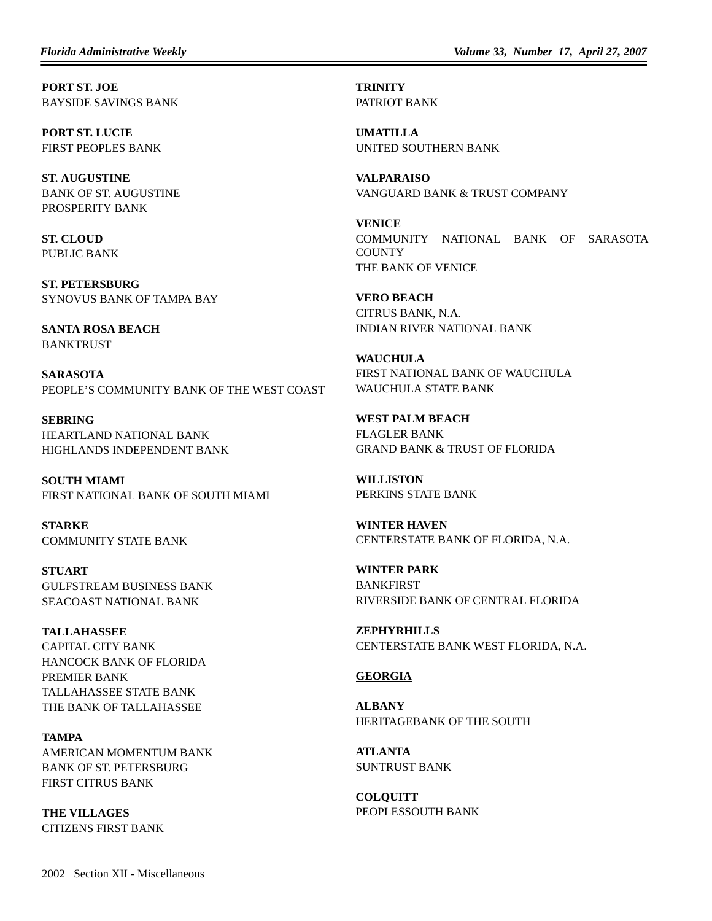**PORT ST. JOE**
BAYSIDE SAVINGS BANK

**PORT ST. LUCIE**
FIRST PEOPLES BANK

**ST. AUGUSTINE**
BANK OF ST. AUGUSTINE
PROSPERITY BANK

**ST. CLOUD**
PUBLIC BANK

**ST. PETERSBURG**
SYNOVUS BANK OF TAMPA BAY

**SANTA ROSA BEACH**
BANKTRUST

**SARASOTA**
PEOPLE'S COMMUNITY BANK OF THE WEST COAST

**SEBRING**
HEARTLAND NATIONAL BANK
HIGHLANDS INDEPENDENT BANK

**SOUTH MIAMI**
FIRST NATIONAL BANK OF SOUTH MIAMI

**STARKE**
COMMUNITY STATE BANK

**STUART**
GULFSTREAM BUSINESS BANK
SEACOAST NATIONAL BANK

**TALLAHASSEE**
CAPITAL CITY BANK
HANCOCK BANK OF FLORIDA
PREMIER BANK
TALLAHASSEE STATE BANK
THE BANK OF TALLAHASSEE

**TAMPA**
AMERICAN MOMENTUM BANK
BANK OF ST. PETERSBURG
FIRST CITRUS BANK

**THE VILLAGES**
CITIZENS FIRST BANK

**TRINITY**
PATRIOT BANK

**UMATILLA**
UNITED SOUTHERN BANK

**VALPARAISO**
VANGUARD BANK & TRUST COMPANY

**VENICE**
COMMUNITY NATIONAL BANK OF SARASOTA COUNTY
THE BANK OF VENICE

**VERO BEACH**
CITRUS BANK, N.A.
INDIAN RIVER NATIONAL BANK

**WAUCHULA**
FIRST NATIONAL BANK OF WAUCHULA
WAUCHULA STATE BANK

**WEST PALM BEACH**
FLAGLER BANK
GRAND BANK & TRUST OF FLORIDA

**WILLISTON**
PERKINS STATE BANK

**WINTER HAVEN**
CENTERSTATE BANK OF FLORIDA, N.A.

**WINTER PARK**
BANKFIRST
RIVERSIDE BANK OF CENTRAL FLORIDA

**ZEPHYRHILLS**
CENTERSTATE BANK WEST FLORIDA, N.A.

**GEORGIA**

**ALBANY**
HERITAGEBANK OF THE SOUTH

**ATLANTA**
SUNTRUST BANK

**COLQUITT**
PEOPLESSOUTH BANK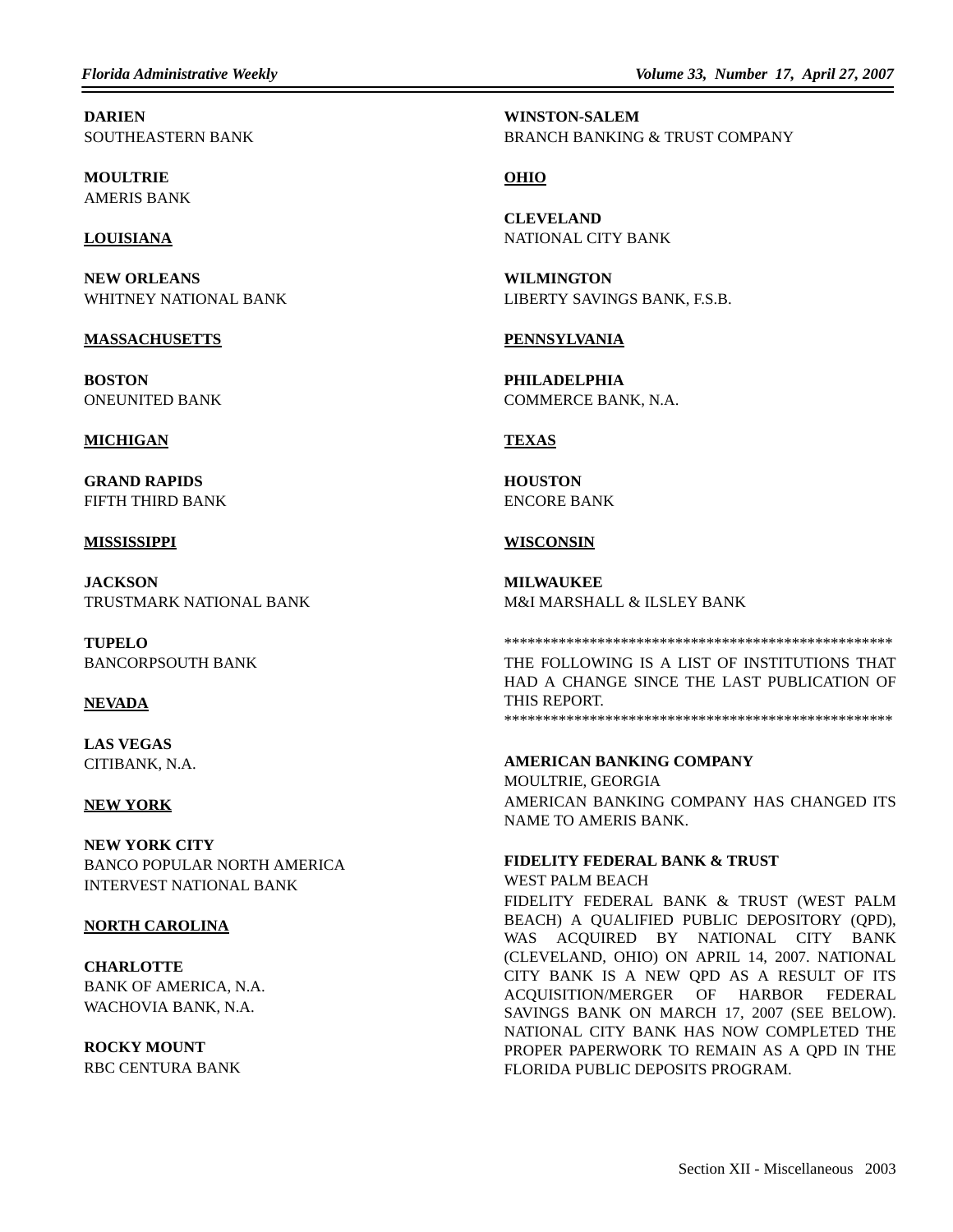**DARIEN**
SOUTHEASTERN BANK

**MOULTRIE**
AMERIS BANK

**LOUISIANA**

**NEW ORLEANS**
WHITNEY NATIONAL BANK

**MASSACHUSETTS**

**BOSTON**
ONEUNITED BANK

**MICHIGAN**

**GRAND RAPIDS**
FIFTH THIRD BANK

**MISSISSIPPI**

**JACKSON**
TRUSTMARK NATIONAL BANK

**TUPELO**
BANCORPSOUTH BANK

**NEVADA**

**LAS VEGAS**
CITIBANK, N.A.

**NEW YORK**

**NEW YORK CITY**
BANCO POPULAR NORTH AMERICA
INTERVEST NATIONAL BANK

**NORTH CAROLINA**

**CHARLOTTE**
BANK OF AMERICA, N.A.
WACHOVIA BANK, N.A.

**ROCKY MOUNT**
RBC CENTURA BANK

**WINSTON-SALEM**
BRANCH BANKING & TRUST COMPANY

**OHIO**

**CLEVELAND**
NATIONAL CITY BANK

**WILMINGTON**
LIBERTY SAVINGS BANK, F.S.B.

**PENNSYLVANIA**

**PHILADELPHIA**
COMMERCE BANK, N.A.

**TEXAS**

**HOUSTON**
ENCORE BANK

**WISCONSIN**

**MILWAUKEE**
M&I MARSHALL & ILSLEY BANK

**************************************************
THE FOLLOWING IS A LIST OF INSTITUTIONS THAT HAD A CHANGE SINCE THE LAST PUBLICATION OF THIS REPORT.
**************************************************

**AMERICAN BANKING COMPANY**
MOULTRIE, GEORGIA
AMERICAN BANKING COMPANY HAS CHANGED ITS NAME TO AMERIS BANK.

**FIDELITY FEDERAL BANK & TRUST**
WEST PALM BEACH
FIDELITY FEDERAL BANK & TRUST (WEST PALM BEACH) A QUALIFIED PUBLIC DEPOSITORY (QPD), WAS ACQUIRED BY NATIONAL CITY BANK (CLEVELAND, OHIO) ON APRIL 14, 2007. NATIONAL CITY BANK IS A NEW QPD AS A RESULT OF ITS ACQUISITION/MERGER OF HARBOR FEDERAL SAVINGS BANK ON MARCH 17, 2007 (SEE BELOW). NATIONAL CITY BANK HAS NOW COMPLETED THE PROPER PAPERWORK TO REMAIN AS A QPD IN THE FLORIDA PUBLIC DEPOSITS PROGRAM.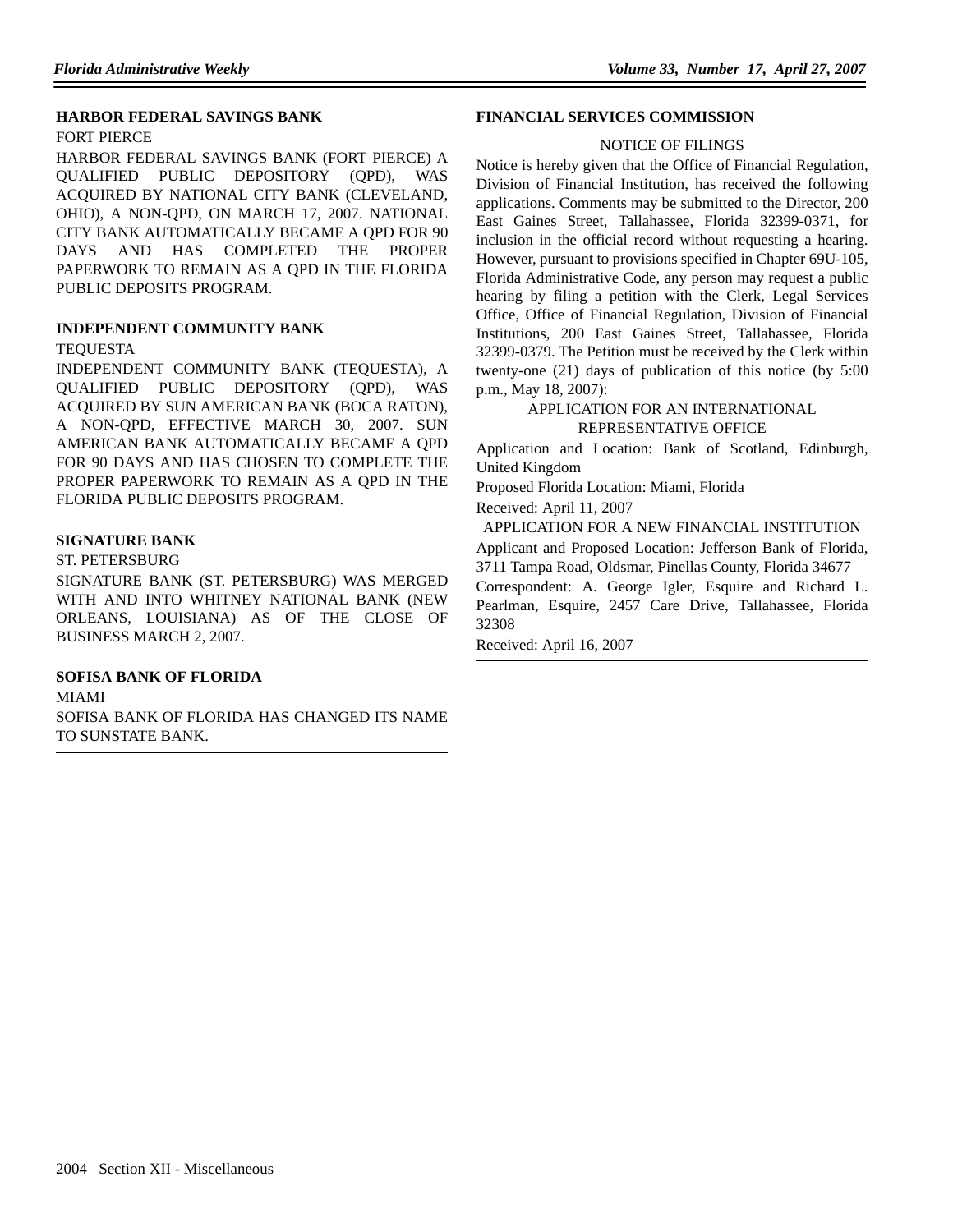**HARBOR FEDERAL SAVINGS BANK**

FORT PIERCE

HARBOR FEDERAL SAVINGS BANK (FORT PIERCE) A QUALIFIED PUBLIC DEPOSITORY (QPD), WAS ACQUIRED BY NATIONAL CITY BANK (CLEVELAND, OHIO), A NON-QPD, ON MARCH 17, 2007. NATIONAL CITY BANK AUTOMATICALLY BECAME A QPD FOR 90 DAYS AND HAS COMPLETED THE PROPER PAPERWORK TO REMAIN AS A QPD IN THE FLORIDA PUBLIC DEPOSITS PROGRAM.

**INDEPENDENT COMMUNITY BANK**

TEQUESTA

INDEPENDENT COMMUNITY BANK (TEQUESTA), A QUALIFIED PUBLIC DEPOSITORY (QPD), WAS ACQUIRED BY SUN AMERICAN BANK (BOCA RATON), A NON-QPD, EFFECTIVE MARCH 30, 2007. SUN AMERICAN BANK AUTOMATICALLY BECAME A QPD FOR 90 DAYS AND HAS CHOSEN TO COMPLETE THE PROPER PAPERWORK TO REMAIN AS A QPD IN THE FLORIDA PUBLIC DEPOSITS PROGRAM.

**SIGNATURE BANK**

ST. PETERSBURG

SIGNATURE BANK (ST. PETERSBURG) WAS MERGED WITH AND INTO WHITNEY NATIONAL BANK (NEW ORLEANS, LOUISIANA) AS OF THE CLOSE OF BUSINESS MARCH 2, 2007.

**SOFISA BANK OF FLORIDA**

MIAMI

SOFISA BANK OF FLORIDA HAS CHANGED ITS NAME TO SUNSTATE BANK.

**FINANCIAL SERVICES COMMISSION**

NOTICE OF FILINGS

Notice is hereby given that the Office of Financial Regulation, Division of Financial Institution, has received the following applications. Comments may be submitted to the Director, 200 East Gaines Street, Tallahassee, Florida 32399-0371, for inclusion in the official record without requesting a hearing. However, pursuant to provisions specified in Chapter 69U-105, Florida Administrative Code, any person may request a public hearing by filing a petition with the Clerk, Legal Services Office, Office of Financial Regulation, Division of Financial Institutions, 200 East Gaines Street, Tallahassee, Florida 32399-0379. The Petition must be received by the Clerk within twenty-one (21) days of publication of this notice (by 5:00 p.m., May 18, 2007):

APPLICATION FOR AN INTERNATIONAL REPRESENTATIVE OFFICE

Application and Location: Bank of Scotland, Edinburgh, United Kingdom

Proposed Florida Location: Miami, Florida

Received: April 11, 2007

APPLICATION FOR A NEW FINANCIAL INSTITUTION

Applicant and Proposed Location: Jefferson Bank of Florida, 3711 Tampa Road, Oldsmar, Pinellas County, Florida 34677

Correspondent: A. George Igler, Esquire and Richard L. Pearlman, Esquire, 2457 Care Drive, Tallahassee, Florida 32308

Received: April 16, 2007